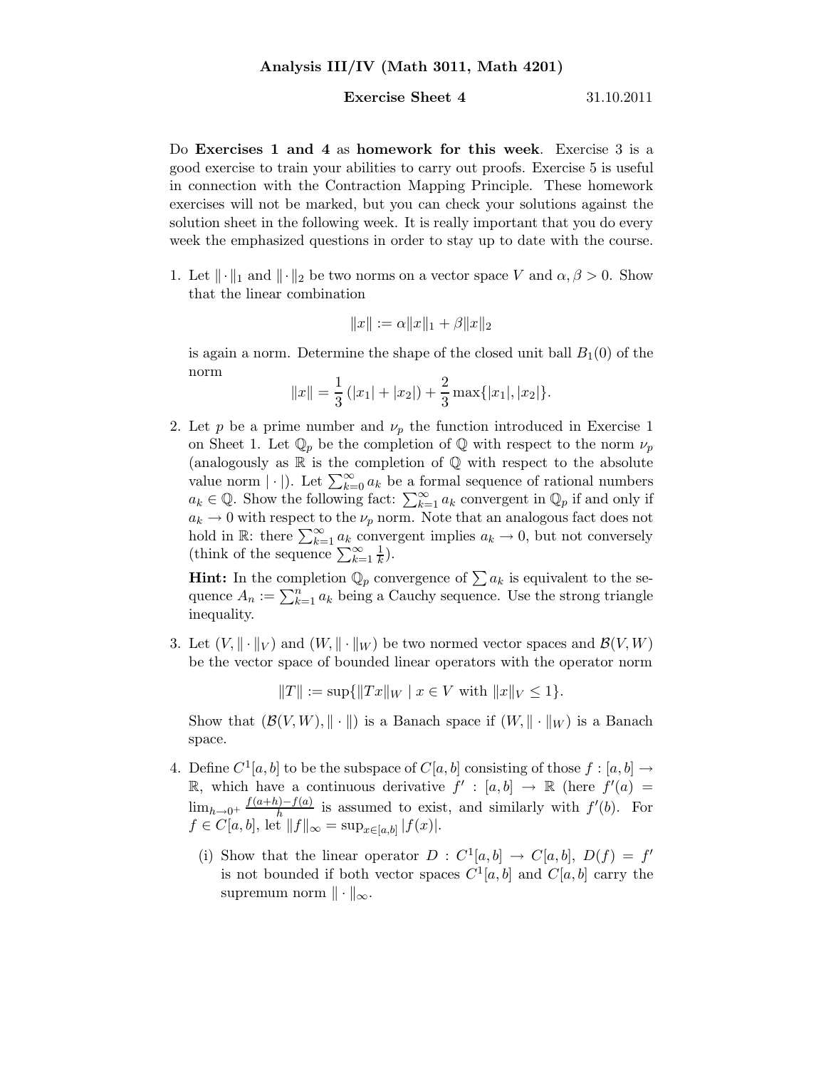**Analysis III/IV (Math 3011, Math 4201)**

**Exercise Sheet 4** 31.10.2011

Do **Exercises 1 and 4** as **homework for this week**. Exercise 3 is a good exercise to train your abilities to carry out proofs. Exercise 5 is useful in connection with the Contraction Mapping Principle. These homework exercises will not be marked, but you can check your solutions against the solution sheet in the following week. It is really important that you do every week the emphasized questions in order to stay up to date with the course.

1. Let $\|\cdot\|_1$ and $\|\cdot\|_2$ be two norms on a vector space $V$ and $\alpha, \beta > 0$. Show that the linear combination

$$\|x\| := \alpha\|x\|_1 + \beta\|x\|_2$$

is again a norm. Determine the shape of the closed unit ball $B_1(0)$ of the norm

$$\|x\| = \frac{1}{3}\left(|x_1| + |x_2|\right) + \frac{2}{3}\max\{|x_1|, |x_2|\}.$$

2. Let $p$ be a prime number and $\nu_p$ the function introduced in Exercise 1 on Sheet 1. Let $\mathbb{Q}_p$ be the completion of $\mathbb{Q}$ with respect to the norm $\nu_p$ (analogously as $\mathbb{R}$ is the completion of $\mathbb{Q}$ with respect to the absolute value norm $|\cdot|$). Let $\sum_{k=0}^{\infty} a_k$ be a formal sequence of rational numbers $a_k \in \mathbb{Q}$. Show the following fact: $\sum_{k=1}^{\infty} a_k$ convergent in $\mathbb{Q}_p$ if and only if $a_k \to 0$ with respect to the $\nu_p$ norm. Note that an analogous fact does not hold in $\mathbb{R}$: there $\sum_{k=1}^{\infty} a_k$ convergent implies $a_k \to 0$, but not conversely (think of the sequence $\sum_{k=1}^{\infty} \frac{1}{k}$).

**Hint:** In the completion $\mathbb{Q}_p$ convergence of $\sum a_k$ is equivalent to the sequence $A_n := \sum_{k=1}^{n} a_k$ being a Cauchy sequence. Use the strong triangle inequality.

3. Let $(V, \|\cdot\|_V)$ and $(W, \|\cdot\|_W)$ be two normed vector spaces and $\mathcal{B}(V, W)$ be the vector space of bounded linear operators with the operator norm

$$\|T\| := \sup\{\|Tx\|_W \mid x \in V \text{ with } \|x\|_V \leq 1\}.$$

Show that $(\mathcal{B}(V, W), \|\cdot\|)$ is a Banach space if $(W, \|\cdot\|_W)$ is a Banach space.

4. Define $C^1[a, b]$ to be the subspace of $C[a, b]$ consisting of those $f : [a, b] \to \mathbb{R}$, which have a continuous derivative $f' : [a, b] \to \mathbb{R}$ (here $f'(a) = \lim_{h \to 0^+} \frac{f(a+h) - f(a)}{h}$ is assumed to exist, and similarly with $f'(b)$. For $f \in C[a, b]$, let $\|f\|_\infty = \sup_{x \in [a,b]} |f(x)|$.

   (i) Show that the linear operator $D : C^1[a, b] \to C[a, b]$, $D(f) = f'$ is not bounded if both vector spaces $C^1[a, b]$ and $C[a, b]$ carry the supremum norm $\|\cdot\|_\infty$.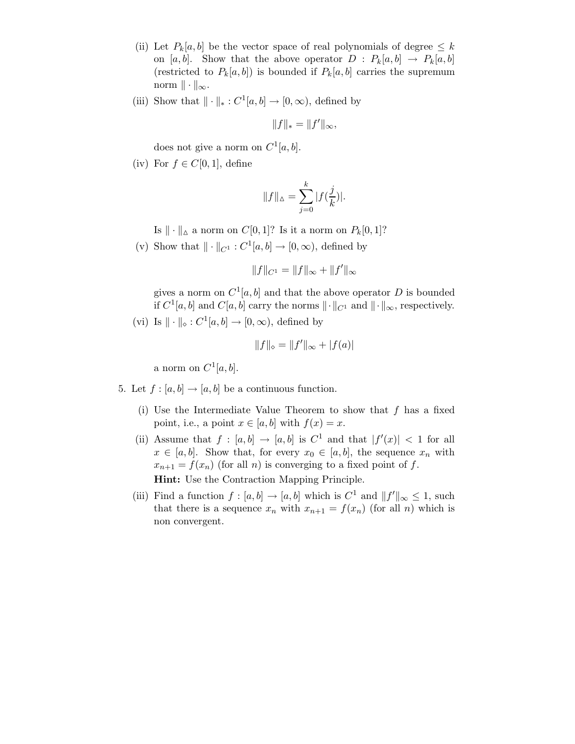(ii) Let $P_k[a,b]$ be the vector space of real polynomials of degree $\leq k$ on $[a,b]$. Show that the above operator $D : P_k[a,b] \to P_k[a,b]$ (restricted to $P_k[a,b]$) is bounded if $P_k[a,b]$ carries the supremum norm $\|\cdot\|_\infty$.

(iii) Show that $\|\cdot\|_* : C^1[a,b] \to [0,\infty)$, defined by

$$\|f\|_* = \|f'\|_\infty,$$

does not give a norm on $C^1[a,b]$.

(iv) For $f \in C[0,1]$, define

$$\|f\|_\triangle = \sum_{j=0}^{k} |f(\frac{j}{k})|.$$

Is $\|\cdot\|_\triangle$ a norm on $C[0,1]$? Is it a norm on $P_k[0,1]$?

(v) Show that $\|\cdot\|_{C^1} : C^1[a,b] \to [0,\infty)$, defined by

$$\|f\|_{C^1} = \|f\|_\infty + \|f'\|_\infty$$

gives a norm on $C^1[a,b]$ and that the above operator $D$ is bounded if $C^1[a,b]$ and $C[a,b]$ carry the norms $\|\cdot\|_{C^1}$ and $\|\cdot\|_\infty$, respectively.

(vi) Is $\|\cdot\|_\diamond : C^1[a,b] \to [0,\infty)$, defined by

$$\|f\|_\diamond = \|f'\|_\infty + |f(a)|$$

a norm on $C^1[a,b]$.

5. Let $f : [a,b] \to [a,b]$ be a continuous function.

(i) Use the Intermediate Value Theorem to show that $f$ has a fixed point, i.e., a point $x \in [a,b]$ with $f(x) = x$.

(ii) Assume that $f : [a,b] \to [a,b]$ is $C^1$ and that $|f'(x)| < 1$ for all $x \in [a,b]$. Show that, for every $x_0 \in [a,b]$, the sequence $x_n$ with $x_{n+1} = f(x_n)$ (for all $n$) is converging to a fixed point of $f$.

**Hint:** Use the Contraction Mapping Principle.

(iii) Find a function $f : [a,b] \to [a,b]$ which is $C^1$ and $\|f'\|_\infty \leq 1$, such that there is a sequence $x_n$ with $x_{n+1} = f(x_n)$ (for all $n$) which is non convergent.